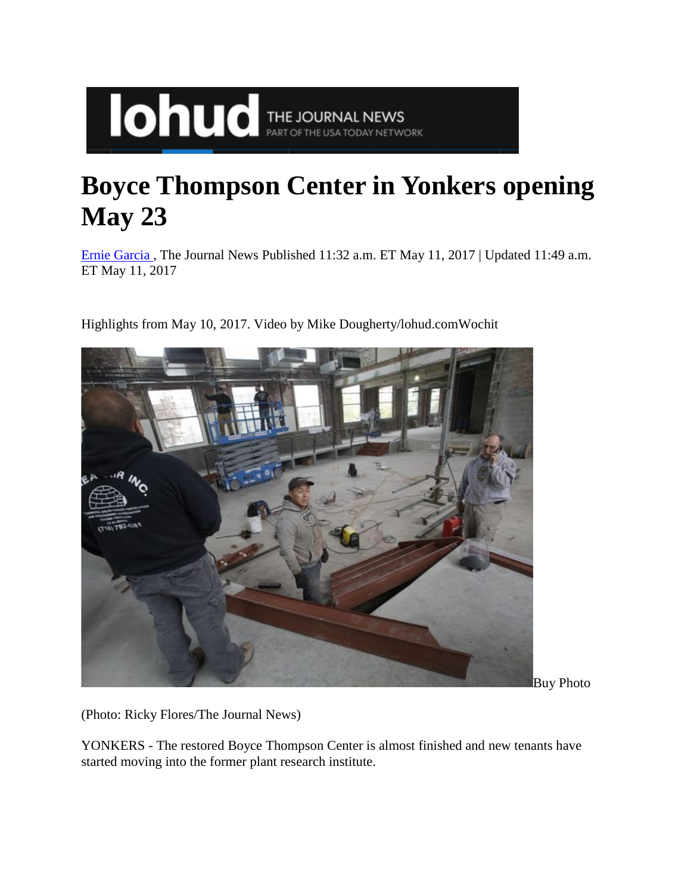# Boyce Thompson Center in Yonkers opening May 23

Ernie Garcia , The Journal News Published 11:32 a.m. ET May 11, 2017 | Updated 11:49 a.m. ET May 11, 2017

Highlights from May 10, 2017. Video by Mike Dougherty/lohud.comWochit

Buy Photo

(Photo: Ricky Flores/The Journal News)

YONKERS - The restored Boyce Thompson Center is almost finished and new tenants have started moving into the former plant research institute.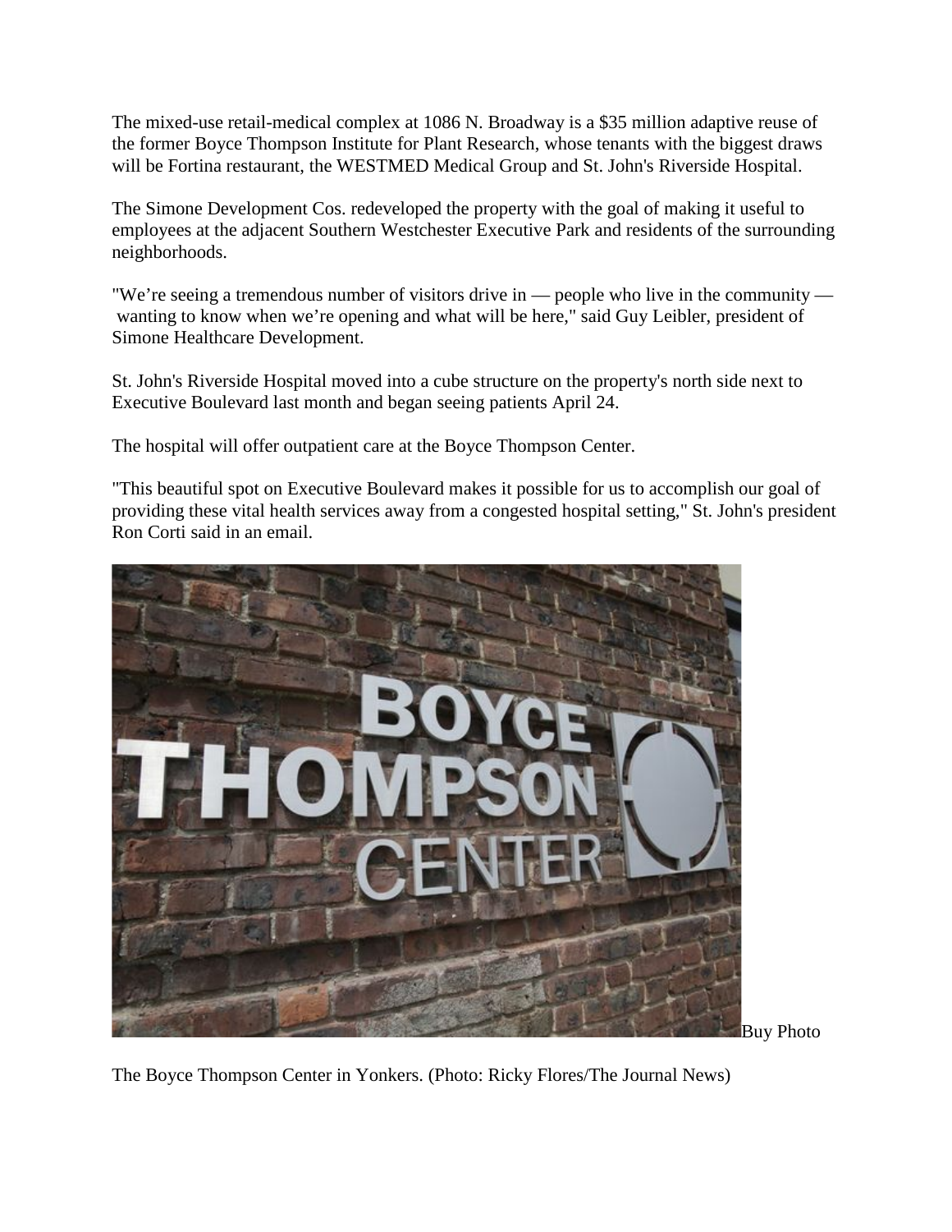The mixed-use retail-medical complex at 1086 N. Broadway is a $35 million adaptive reuse of the former Boyce Thompson Institute for Plant Research, whose tenants with the biggest draws will be Fortina restaurant, the WESTMED Medical Group and St. John's Riverside Hospital.

The Simone Development Cos. redeveloped the property with the goal of making it useful to employees at the adjacent Southern Westchester Executive Park and residents of the surrounding neighborhoods.

"We're seeing a tremendous number of visitors drive in — people who live in the community — wanting to know when we're opening and what will be here," said Guy Leibler, president of Simone Healthcare Development.

St. John's Riverside Hospital moved into a cube structure on the property's north side next to Executive Boulevard last month and began seeing patients April 24.

The hospital will offer outpatient care at the Boyce Thompson Center.

"This beautiful spot on Executive Boulevard makes it possible for us to accomplish our goal of providing these vital health services away from a congested hospital setting," St. John's president Ron Corti said in an email.

Buy Photo

The Boyce Thompson Center in Yonkers. (Photo: Ricky Flores/The Journal News)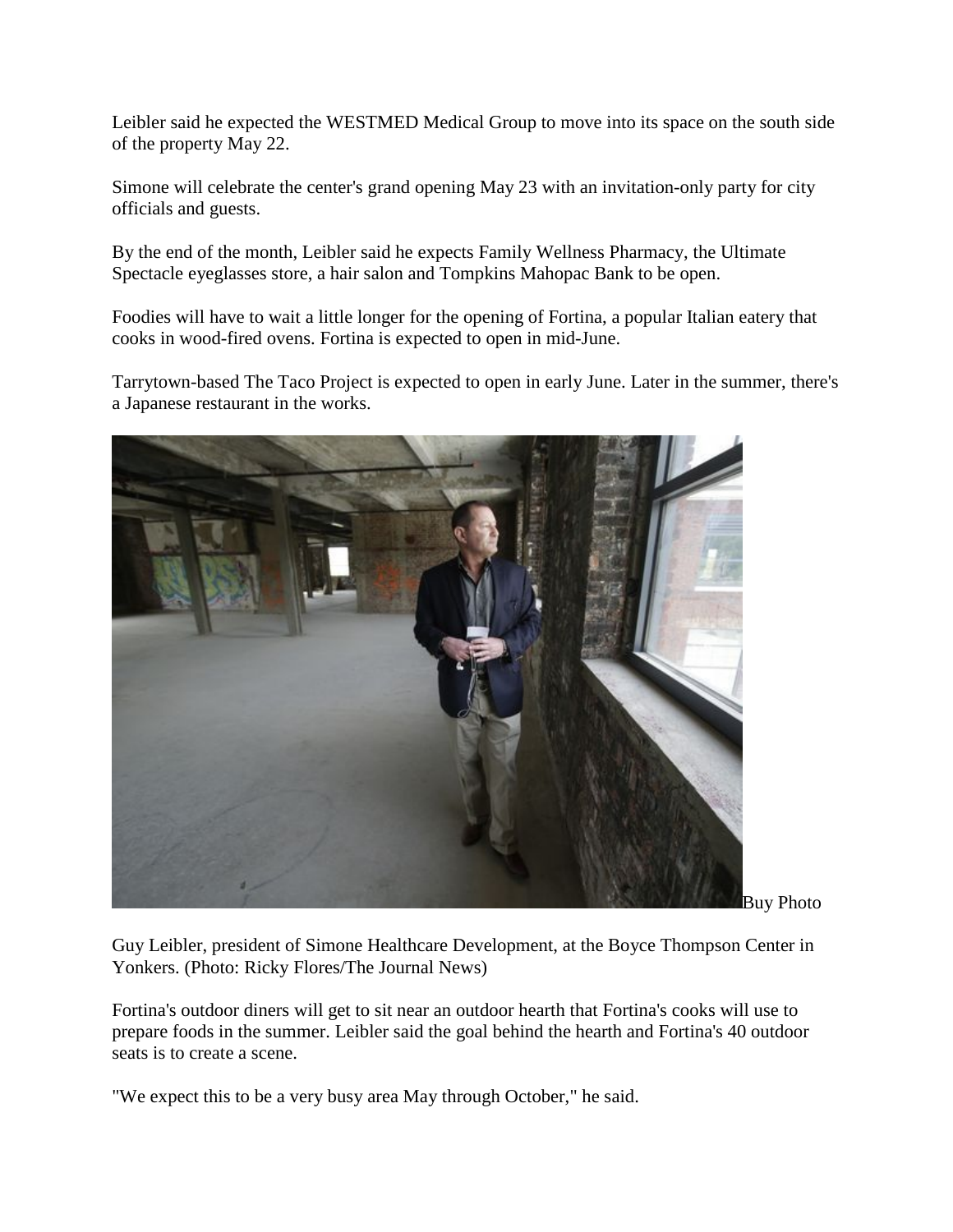Leibler said he expected the WESTMED Medical Group to move into its space on the south side of the property May 22.

Simone will celebrate the center's grand opening May 23 with an invitation-only party for city officials and guests.

By the end of the month, Leibler said he expects Family Wellness Pharmacy, the Ultimate Spectacle eyeglasses store, a hair salon and Tompkins Mahopac Bank to be open.

Foodies will have to wait a little longer for the opening of Fortina, a popular Italian eatery that cooks in wood-fired ovens. Fortina is expected to open in mid-June.

Tarrytown-based The Taco Project is expected to open in early June. Later in the summer, there's a Japanese restaurant in the works.

Buy Photo

Guy Leibler, president of Simone Healthcare Development, at the Boyce Thompson Center in Yonkers. (Photo: Ricky Flores/The Journal News)

Fortina's outdoor diners will get to sit near an outdoor hearth that Fortina's cooks will use to prepare foods in the summer. Leibler said the goal behind the hearth and Fortina's 40 outdoor seats is to create a scene.

"We expect this to be a very busy area May through October," he said.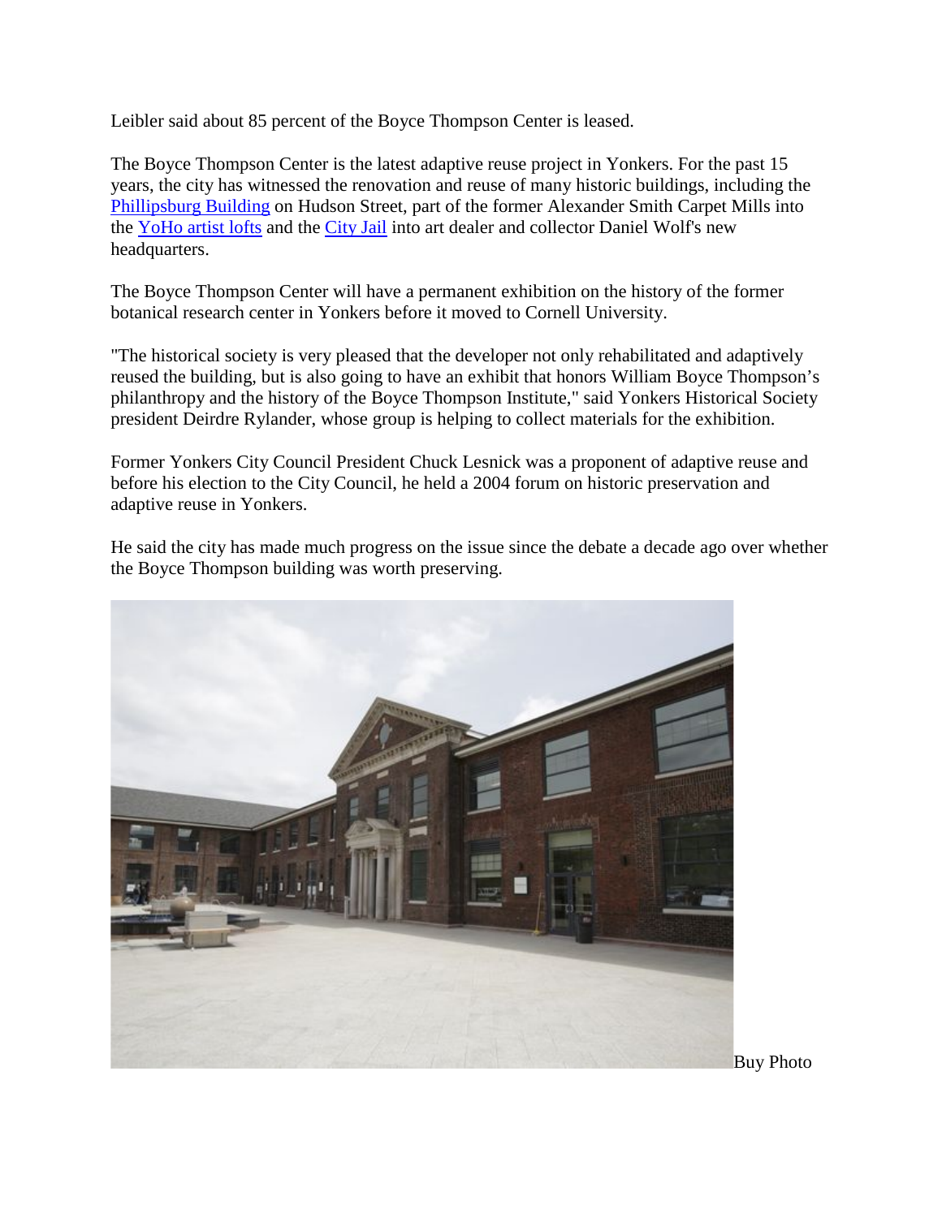Leibler said about 85 percent of the Boyce Thompson Center is leased.

The Boyce Thompson Center is the latest adaptive reuse project in Yonkers. For the past 15 years, the city has witnessed the renovation and reuse of many historic buildings, including the Phillipsburg Building on Hudson Street, part of the former Alexander Smith Carpet Mills into the YoHo artist lofts and the City Jail into art dealer and collector Daniel Wolf's new headquarters.

The Boyce Thompson Center will have a permanent exhibition on the history of the former botanical research center in Yonkers before it moved to Cornell University.

"The historical society is very pleased that the developer not only rehabilitated and adaptively reused the building, but is also going to have an exhibit that honors William Boyce Thompson's philanthropy and the history of the Boyce Thompson Institute," said Yonkers Historical Society president Deirdre Rylander, whose group is helping to collect materials for the exhibition.

Former Yonkers City Council President Chuck Lesnick was a proponent of adaptive reuse and before his election to the City Council, he held a 2004 forum on historic preservation and adaptive reuse in Yonkers.

He said the city has made much progress on the issue since the debate a decade ago over whether the Boyce Thompson building was worth preserving.

Buy Photo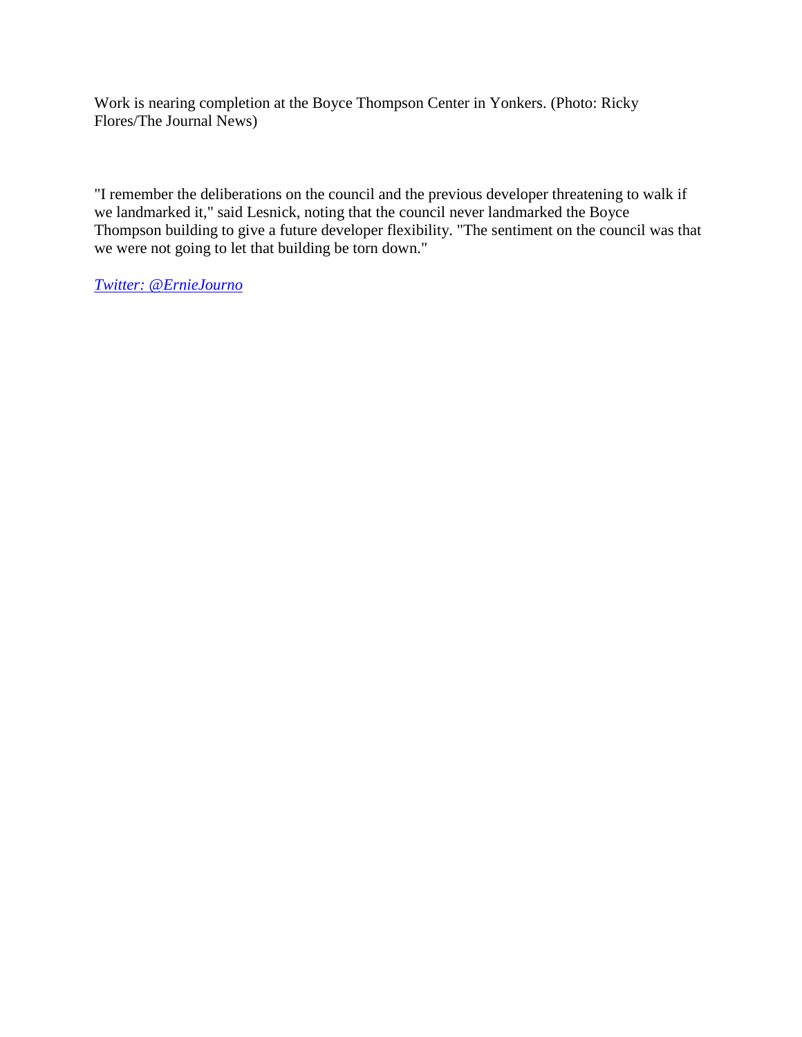Work is nearing completion at the Boyce Thompson Center in Yonkers. (Photo: Ricky Flores/The Journal News)

"I remember the deliberations on the council and the previous developer threatening to walk if we landmarked it," said Lesnick, noting that the council never landmarked the Boyce Thompson building to give a future developer flexibility. "The sentiment on the council was that we were not going to let that building be torn down."

*Twitter: @ErnieJourno*